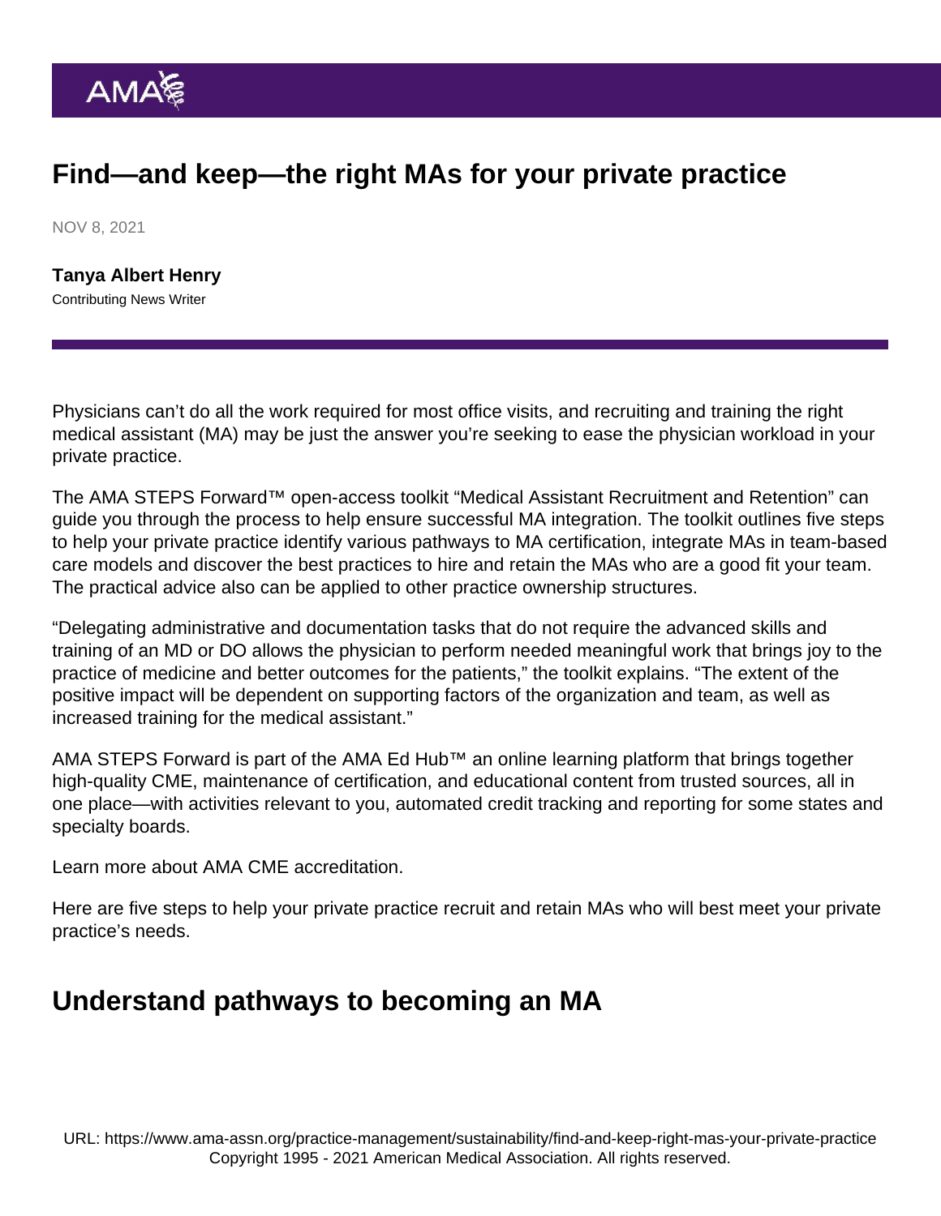# Find—and keep—the right MAs for your private practice

NOV 8, 2021

**Tanya Albert Henry**
Contributing News Writer

Physicians can't do all the work required for most office visits, and recruiting and training the right medical assistant (MA) may be just the answer you're seeking to ease the physician workload in your private practice.

The AMA STEPS Forward™ open-access toolkit "Medical Assistant Recruitment and Retention" can guide you through the process to help ensure successful MA integration. The toolkit outlines five steps to help your private practice identify various pathways to MA certification, integrate MAs in team-based care models and discover the best practices to hire and retain the MAs who are a good fit your team. The practical advice also can be applied to other practice ownership structures.

"Delegating administrative and documentation tasks that do not require the advanced skills and training of an MD or DO allows the physician to perform needed meaningful work that brings joy to the practice of medicine and better outcomes for the patients," the toolkit explains. "The extent of the positive impact will be dependent on supporting factors of the organization and team, as well as increased training for the medical assistant."

AMA STEPS Forward is part of the AMA Ed Hub™ an online learning platform that brings together high-quality CME, maintenance of certification, and educational content from trusted sources, all in one place—with activities relevant to you, automated credit tracking and reporting for some states and specialty boards.

Learn more about AMA CME accreditation.

Here are five steps to help your private practice recruit and retain MAs who will best meet your private practice's needs.

## Understand pathways to becoming an MA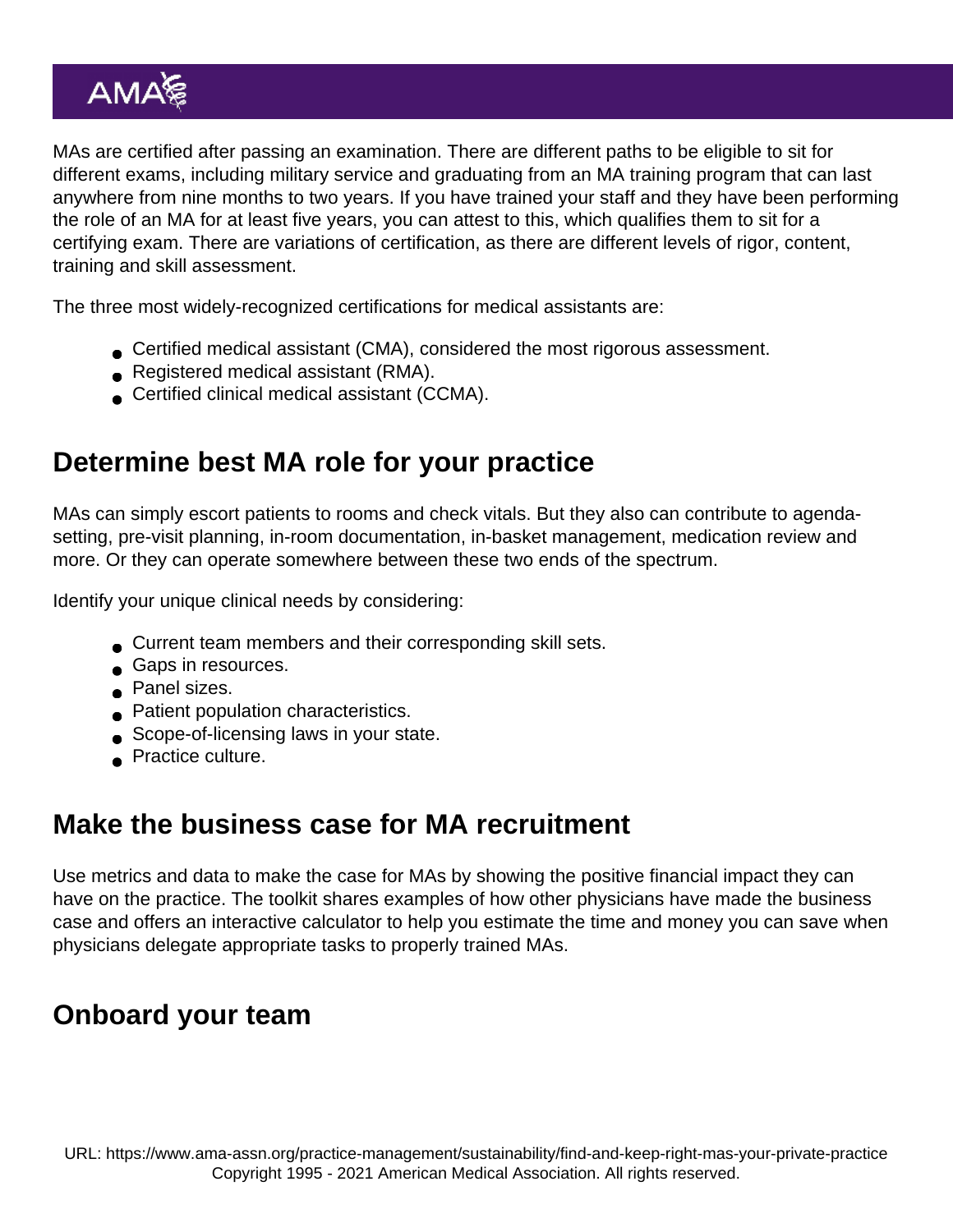MAs are certified after passing an examination. There are different paths to be eligible to sit for different exams, including military service and graduating from an MA training program that can last anywhere from nine months to two years. If you have trained your staff and they have been performing the role of an MA for at least five years, you can attest to this, which qualifies them to sit for a certifying exam. There are variations of certification, as there are different levels of rigor, content, training and skill assessment.

The three most widely-recognized certifications for medical assistants are:

- Certified medical assistant (CMA), considered the most rigorous assessment.
- Registered medical assistant (RMA).
- Certified clinical medical assistant (CCMA).

## Determine best MA role for your practice

MAs can simply escort patients to rooms and check vitals. But they also can contribute to agenda-setting, pre-visit planning, in-room documentation, in-basket management, medication review and more. Or they can operate somewhere between these two ends of the spectrum.

Identify your unique clinical needs by considering:

- Current team members and their corresponding skill sets.
- Gaps in resources.
- Panel sizes.
- Patient population characteristics.
- Scope-of-licensing laws in your state.
- Practice culture.

## Make the business case for MA recruitment

Use metrics and data to make the case for MAs by showing the positive financial impact they can have on the practice. The toolkit shares examples of how other physicians have made the business case and offers an interactive calculator to help you estimate the time and money you can save when physicians delegate appropriate tasks to properly trained MAs.

## Onboard your team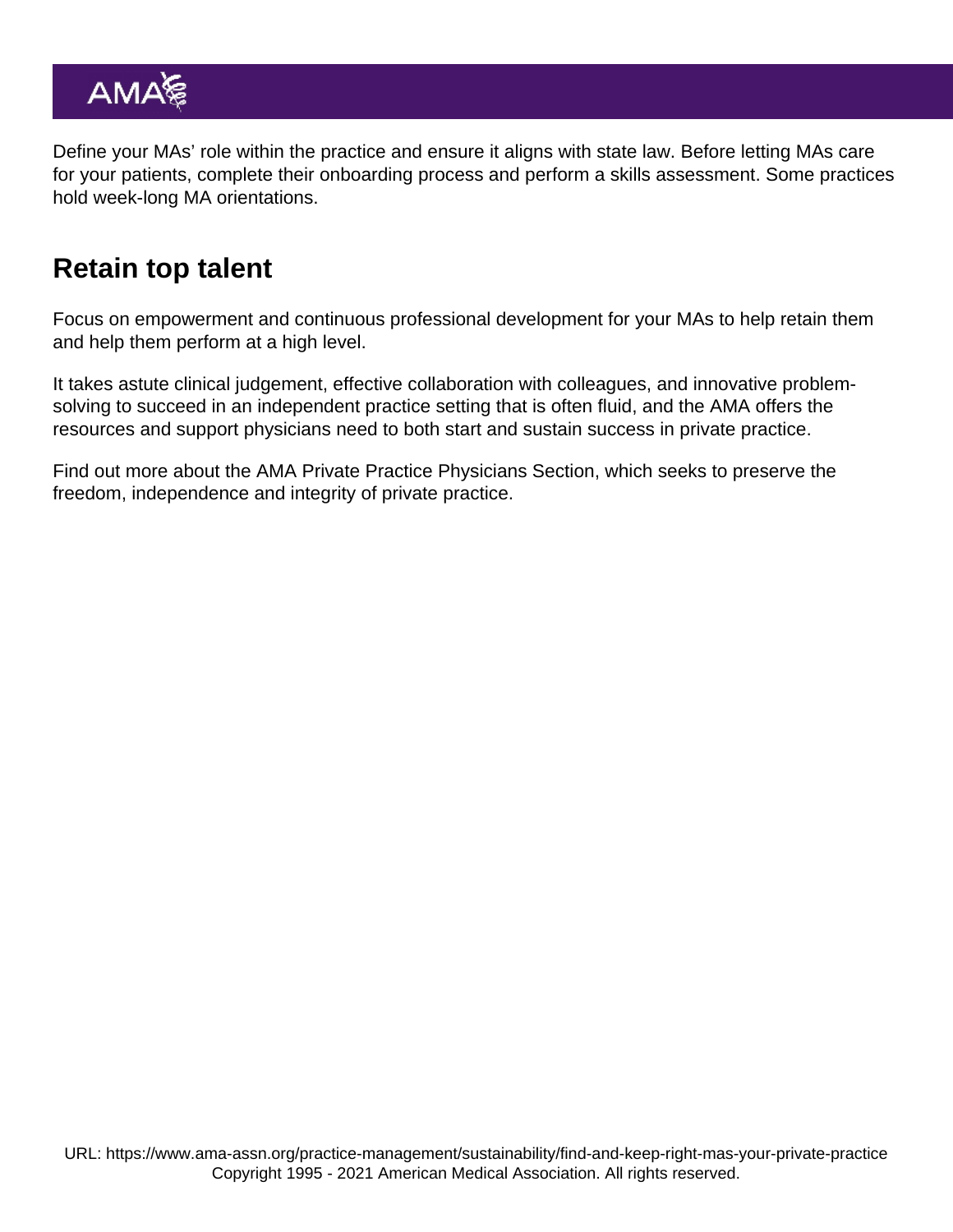Define your MAs' role within the practice and ensure it aligns with state law. Before letting MAs care for your patients, complete their onboarding process and perform a skills assessment. Some practices hold week-long MA orientations.

## Retain top talent

Focus on empowerment and continuous professional development for your MAs to help retain them and help them perform at a high level.

It takes astute clinical judgement, effective collaboration with colleagues, and innovative problem-solving to succeed in an independent practice setting that is often fluid, and the AMA offers the resources and support physicians need to both start and sustain success in private practice.

Find out more about the AMA Private Practice Physicians Section, which seeks to preserve the freedom, independence and integrity of private practice.